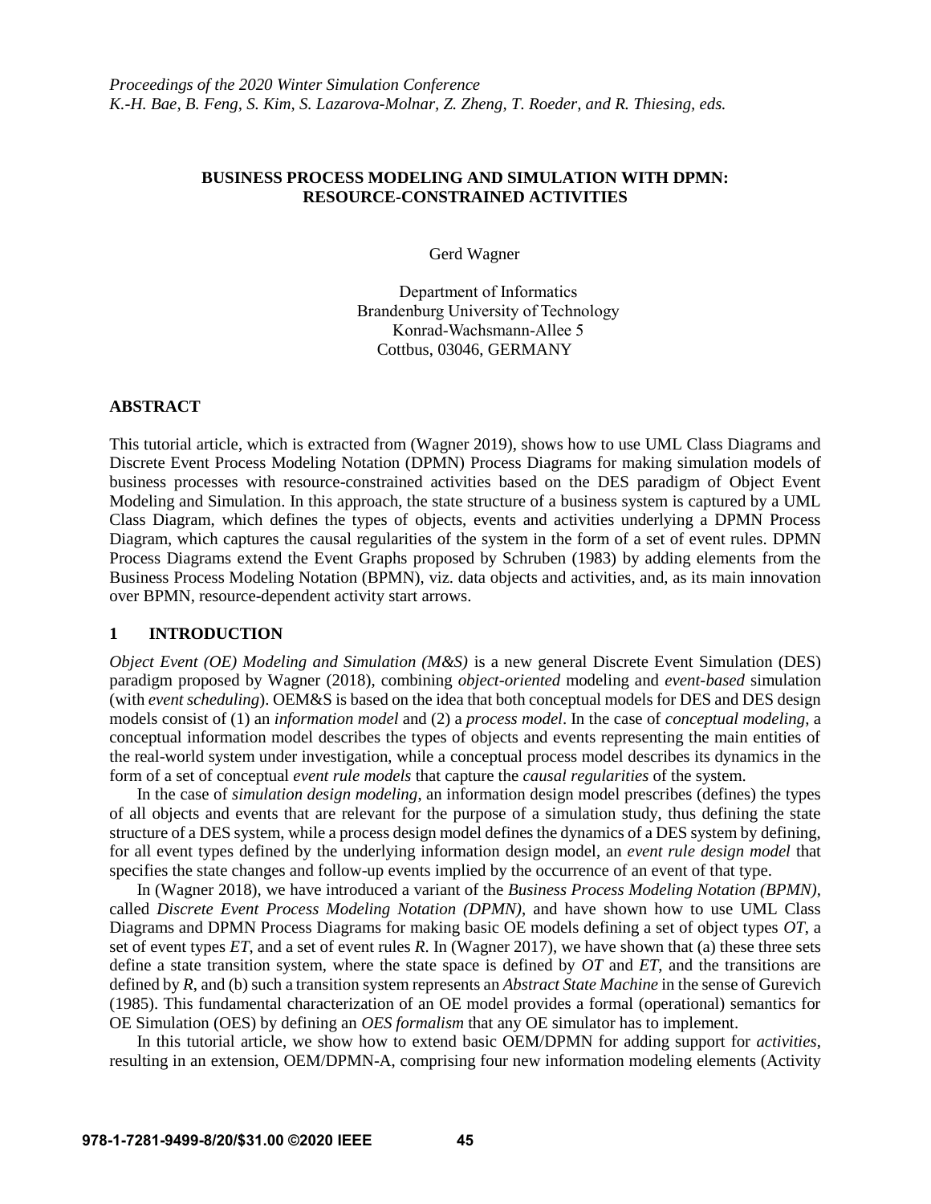# BUSINESS PROCESS MODELING AND SIMULATION WITH DPMN: RESOURCE-CONSTRAINED ACTIVITIES

Gerd Wagner

Department of Informatics
Brandenburg University of Technology
Konrad-Wachsmann-Allee 5
Cottbus, 03046, GERMANY

## ABSTRACT

This tutorial article, which is extracted from (Wagner 2019), shows how to use UML Class Diagrams and Discrete Event Process Modeling Notation (DPMN) Process Diagrams for making simulation models of business processes with resource-constrained activities based on the DES paradigm of Object Event Modeling and Simulation. In this approach, the state structure of a business system is captured by a UML Class Diagram, which defines the types of objects, events and activities underlying a DPMN Process Diagram, which captures the causal regularities of the system in the form of a set of event rules. DPMN Process Diagrams extend the Event Graphs proposed by Schruben (1983) by adding elements from the Business Process Modeling Notation (BPMN), viz. data objects and activities, and, as its main innovation over BPMN, resource-dependent activity start arrows.

## 1 INTRODUCTION

*Object Event (OE) Modeling and Simulation (M&S)* is a new general Discrete Event Simulation (DES) paradigm proposed by Wagner (2018), combining *object-oriented* modeling and *event-based* simulation (with *event scheduling*). OEM&S is based on the idea that both conceptual models for DES and DES design models consist of (1) an *information model* and (2) a *process model*. In the case of *conceptual modeling*, a conceptual information model describes the types of objects and events representing the main entities of the real-world system under investigation, while a conceptual process model describes its dynamics in the form of a set of conceptual *event rule models* that capture the *causal regularities* of the system.

In the case of *simulation design modeling*, an information design model prescribes (defines) the types of all objects and events that are relevant for the purpose of a simulation study, thus defining the state structure of a DES system, while a process design model defines the dynamics of a DES system by defining, for all event types defined by the underlying information design model, an *event rule design model* that specifies the state changes and follow-up events implied by the occurrence of an event of that type.

In (Wagner 2018), we have introduced a variant of the *Business Process Modeling Notation (BPMN)*, called *Discrete Event Process Modeling Notation (DPMN)*, and have shown how to use UML Class Diagrams and DPMN Process Diagrams for making basic OE models defining a set of object types *OT*, a set of event types *ET*, and a set of event rules *R*. In (Wagner 2017), we have shown that (a) these three sets define a state transition system, where the state space is defined by *OT* and *ET*, and the transitions are defined by *R*, and (b) such a transition system represents an *Abstract State Machine* in the sense of Gurevich (1985). This fundamental characterization of an OE model provides a formal (operational) semantics for OE Simulation (OES) by defining an *OES formalism* that any OE simulator has to implement.

In this tutorial article, we show how to extend basic OEM/DPMN for adding support for *activities*, resulting in an extension, OEM/DPMN-A, comprising four new information modeling elements (Activity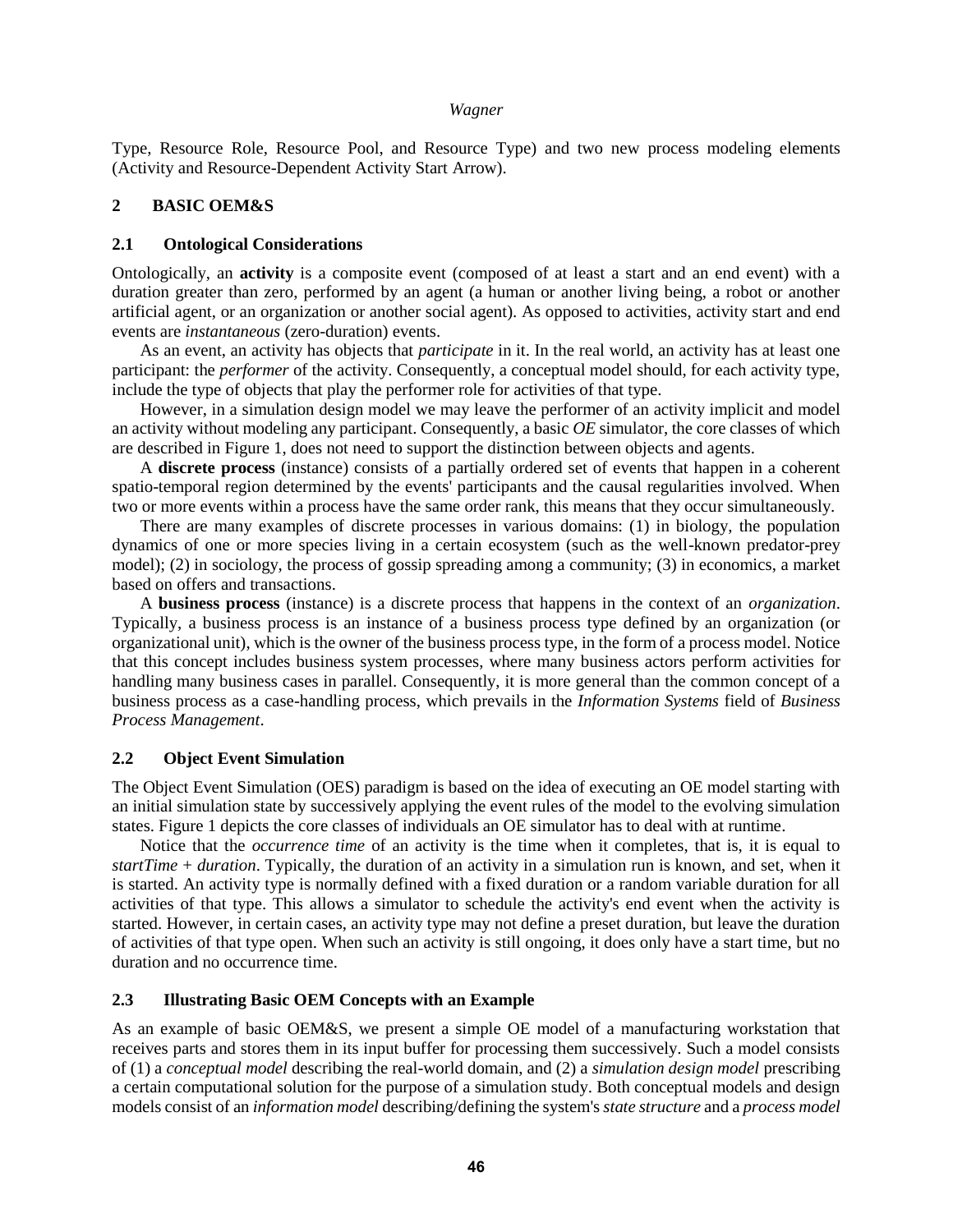Type, Resource Role, Resource Pool, and Resource Type) and two new process modeling elements (Activity and Resource-Dependent Activity Start Arrow).

## 2 BASIC OEM&S

### 2.1 Ontological Considerations

Ontologically, an **activity** is a composite event (composed of at least a start and an end event) with a duration greater than zero, performed by an agent (a human or another living being, a robot or another artificial agent, or an organization or another social agent). As opposed to activities, activity start and end events are *instantaneous* (zero-duration) events.

As an event, an activity has objects that *participate* in it. In the real world, an activity has at least one participant: the *performer* of the activity. Consequently, a conceptual model should, for each activity type, include the type of objects that play the performer role for activities of that type.

However, in a simulation design model we may leave the performer of an activity implicit and model an activity without modeling any participant. Consequently, a basic *OE* simulator, the core classes of which are described in Figure 1, does not need to support the distinction between objects and agents.

A **discrete process** (instance) consists of a partially ordered set of events that happen in a coherent spatio-temporal region determined by the events' participants and the causal regularities involved. When two or more events within a process have the same order rank, this means that they occur simultaneously.

There are many examples of discrete processes in various domains: (1) in biology, the population dynamics of one or more species living in a certain ecosystem (such as the well-known predator-prey model); (2) in sociology, the process of gossip spreading among a community; (3) in economics, a market based on offers and transactions.

A **business process** (instance) is a discrete process that happens in the context of an *organization*. Typically, a business process is an instance of a business process type defined by an organization (or organizational unit), which is the owner of the business process type, in the form of a process model. Notice that this concept includes business system processes, where many business actors perform activities for handling many business cases in parallel. Consequently, it is more general than the common concept of a business process as a case-handling process, which prevails in the *Information Systems* field of *Business Process Management*.

### 2.2 Object Event Simulation

The Object Event Simulation (OES) paradigm is based on the idea of executing an OE model starting with an initial simulation state by successively applying the event rules of the model to the evolving simulation states. Figure 1 depicts the core classes of individuals an OE simulator has to deal with at runtime.

Notice that the *occurrence time* of an activity is the time when it completes, that is, it is equal to *startTime* + *duration*. Typically, the duration of an activity in a simulation run is known, and set, when it is started. An activity type is normally defined with a fixed duration or a random variable duration for all activities of that type. This allows a simulator to schedule the activity's end event when the activity is started. However, in certain cases, an activity type may not define a preset duration, but leave the duration of activities of that type open. When such an activity is still ongoing, it does only have a start time, but no duration and no occurrence time.

### 2.3 Illustrating Basic OEM Concepts with an Example

As an example of basic OEM&S, we present a simple OE model of a manufacturing workstation that receives parts and stores them in its input buffer for processing them successively. Such a model consists of (1) a *conceptual model* describing the real-world domain, and (2) a *simulation design model* prescribing a certain computational solution for the purpose of a simulation study. Both conceptual models and design models consist of an *information model* describing/defining the system's *state structure* and a *process model*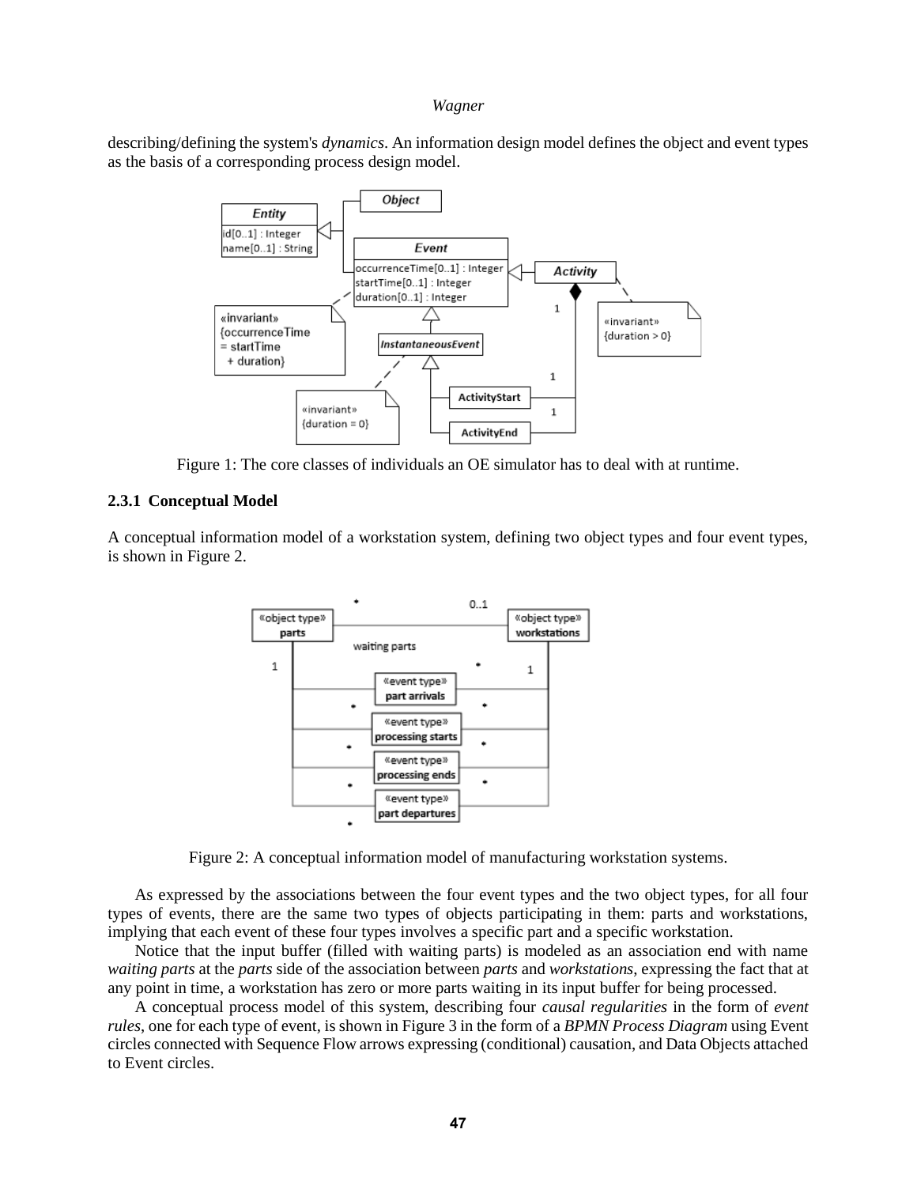describing/defining the system's *dynamics*. An information design model defines the object and event types as the basis of a corresponding process design model.

Figure 1: The core classes of individuals an OE simulator has to deal with at runtime.

### 2.3.1 Conceptual Model

A conceptual information model of a workstation system, defining two object types and four event types, is shown in Figure 2.

Figure 2: A conceptual information model of manufacturing workstation systems.

As expressed by the associations between the four event types and the two object types, for all four types of events, there are the same two types of objects participating in them: parts and workstations, implying that each event of these four types involves a specific part and a specific workstation.

Notice that the input buffer (filled with waiting parts) is modeled as an association end with name *waiting parts* at the *parts* side of the association between *parts* and *workstations*, expressing the fact that at any point in time, a workstation has zero or more parts waiting in its input buffer for being processed.

A conceptual process model of this system, describing four *causal regularities* in the form of *event rules*, one for each type of event, is shown in Figure 3 in the form of a *BPMN Process Diagram* using Event circles connected with Sequence Flow arrows expressing (conditional) causation, and Data Objects attached to Event circles.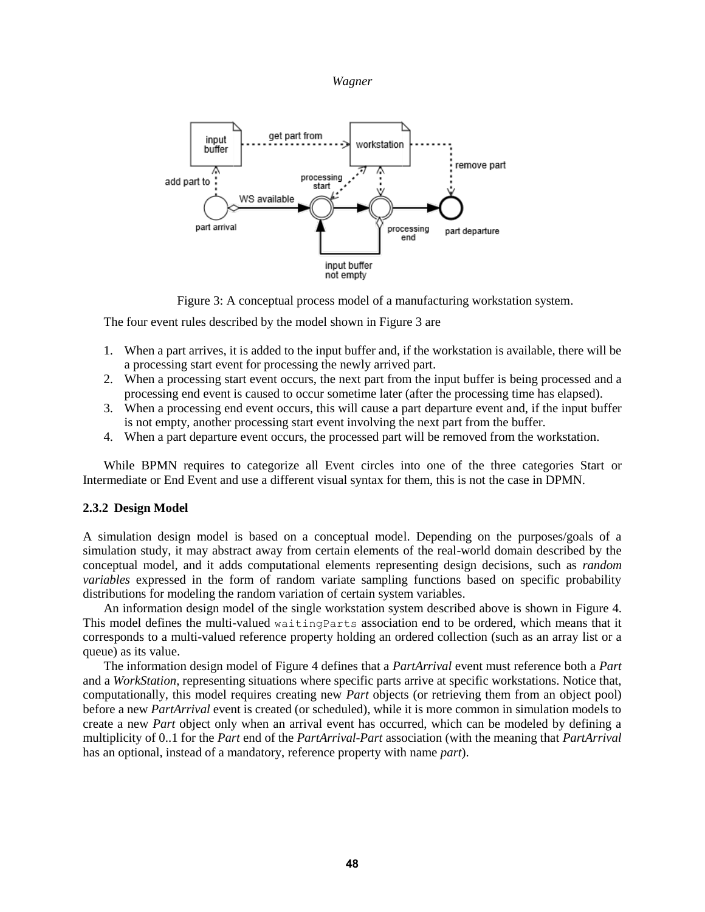Figure 3: A conceptual process model of a manufacturing workstation system.

The four event rules described by the model shown in Figure 3 are

1. When a part arrives, it is added to the input buffer and, if the workstation is available, there will be a processing start event for processing the newly arrived part.
2. When a processing start event occurs, the next part from the input buffer is being processed and a processing end event is caused to occur sometime later (after the processing time has elapsed).
3. When a processing end event occurs, this will cause a part departure event and, if the input buffer is not empty, another processing start event involving the next part from the buffer.
4. When a part departure event occurs, the processed part will be removed from the workstation.

While BPMN requires to categorize all Event circles into one of the three categories Start or Intermediate or End Event and use a different visual syntax for them, this is not the case in DPMN.

### 2.3.2 Design Model

A simulation design model is based on a conceptual model. Depending on the purposes/goals of a simulation study, it may abstract away from certain elements of the real-world domain described by the conceptual model, and it adds computational elements representing design decisions, such as *random variables* expressed in the form of random variate sampling functions based on specific probability distributions for modeling the random variation of certain system variables.

An information design model of the single workstation system described above is shown in Figure 4. This model defines the multi-valued `waitingParts` association end to be ordered, which means that it corresponds to a multi-valued reference property holding an ordered collection (such as an array list or a queue) as its value.

The information design model of Figure 4 defines that a *PartArrival* event must reference both a *Part* and a *WorkStation*, representing situations where specific parts arrive at specific workstations. Notice that, computationally, this model requires creating new *Part* objects (or retrieving them from an object pool) before a new *PartArrival* event is created (or scheduled), while it is more common in simulation models to create a new *Part* object only when an arrival event has occurred, which can be modeled by defining a multiplicity of 0..1 for the *Part* end of the *PartArrival-Part* association (with the meaning that *PartArrival* has an optional, instead of a mandatory, reference property with name *part*).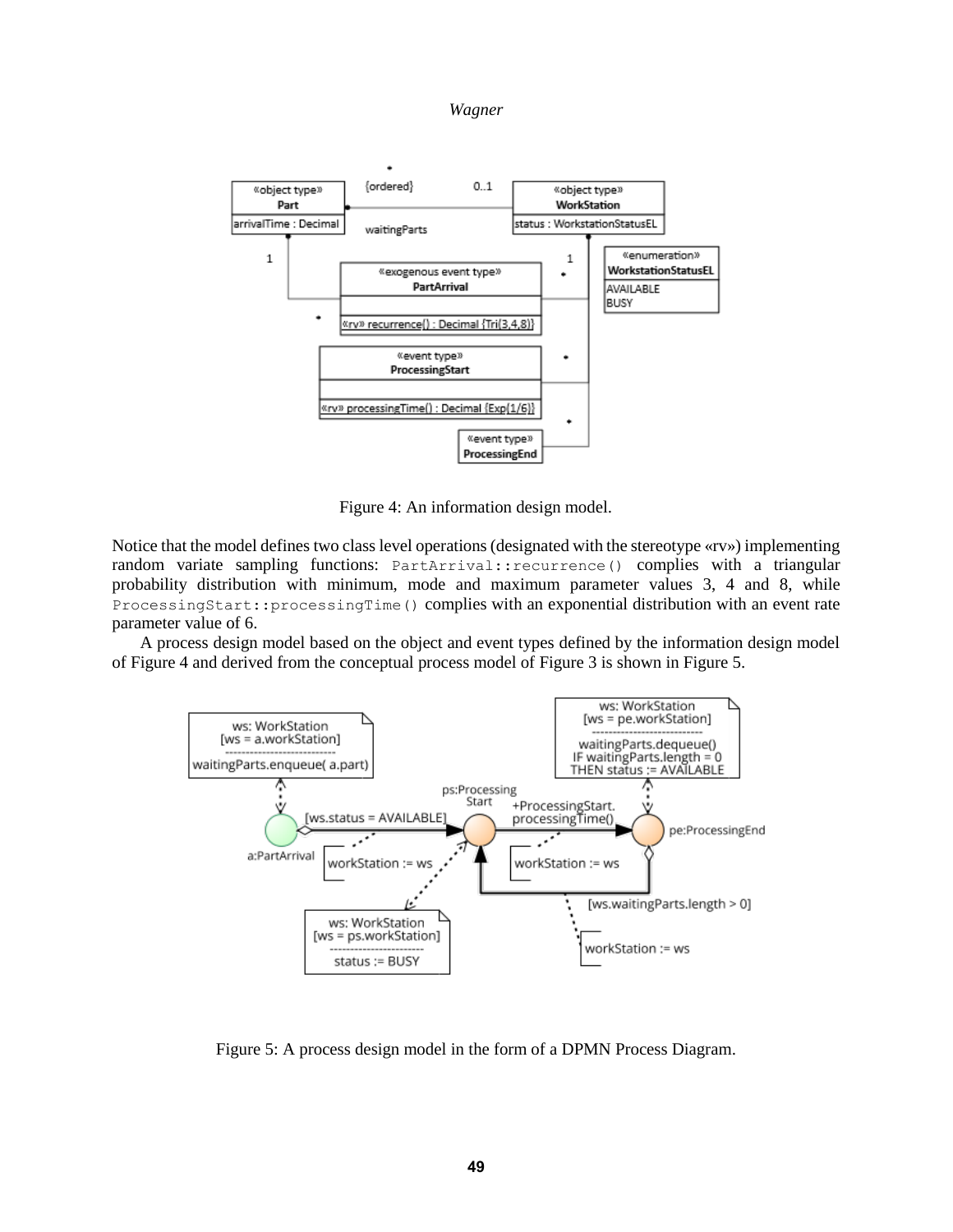Figure 4: An information design model.

Notice that the model defines two class level operations (designated with the stereotype «rv») implementing random variate sampling functions: `PartArrival::recurrence()` complies with a triangular probability distribution with minimum, mode and maximum parameter values 3, 4 and 8, while `ProcessingStart::processingTime()` complies with an exponential distribution with an event rate parameter value of 6.

A process design model based on the object and event types defined by the information design model of Figure 4 and derived from the conceptual process model of Figure 3 is shown in Figure 5.

Figure 5: A process design model in the form of a DPMN Process Diagram.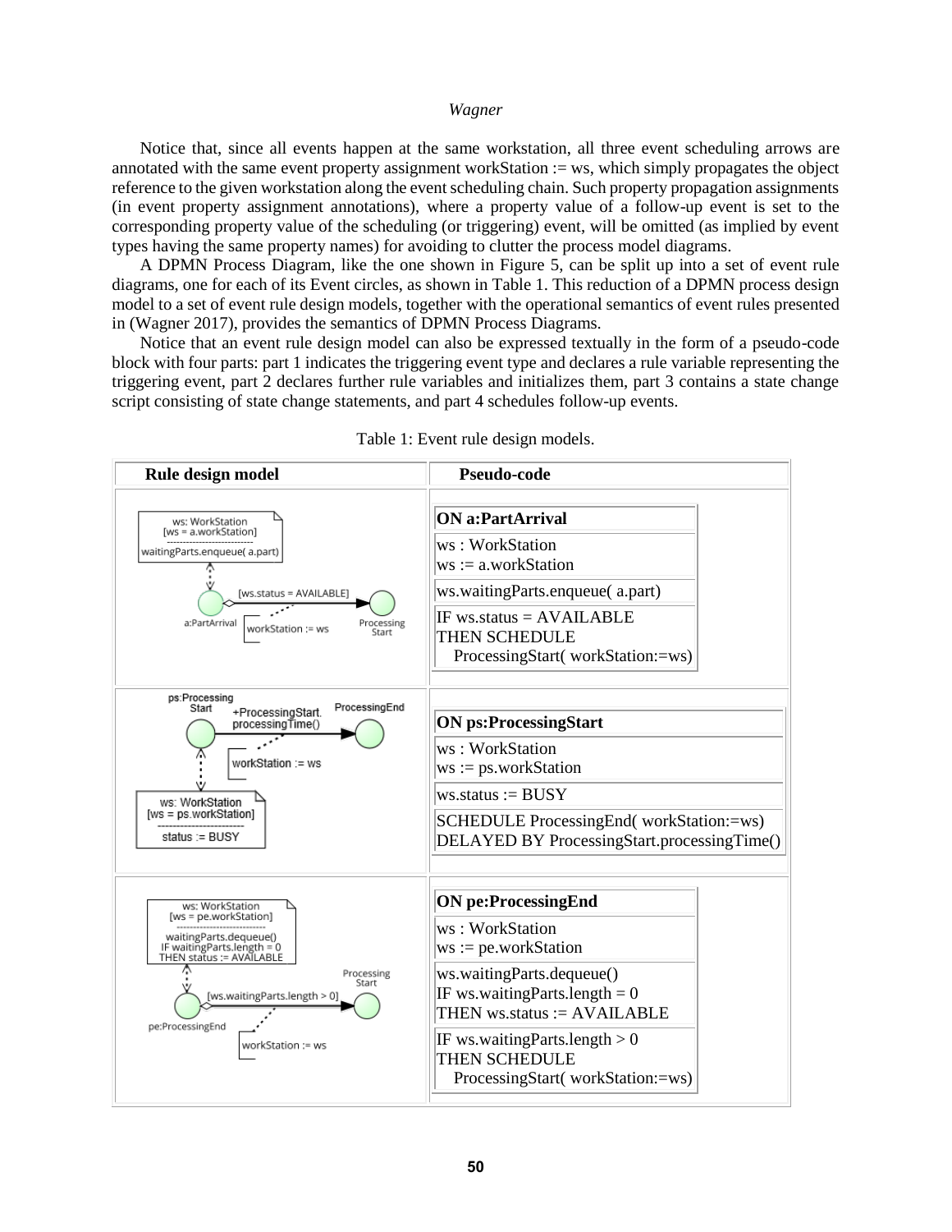Notice that, since all events happen at the same workstation, all three event scheduling arrows are annotated with the same event property assignment workStation := ws, which simply propagates the object reference to the given workstation along the event scheduling chain. Such property propagation assignments (in event property assignment annotations), where a property value of a follow-up event is set to the corresponding property value of the scheduling (or triggering) event, will be omitted (as implied by event types having the same property names) for avoiding to clutter the process model diagrams.

A DPMN Process Diagram, like the one shown in Figure 5, can be split up into a set of event rule diagrams, one for each of its Event circles, as shown in Table 1. This reduction of a DPMN process design model to a set of event rule design models, together with the operational semantics of event rules presented in (Wagner 2017), provides the semantics of DPMN Process Diagrams.

Notice that an event rule design model can also be expressed textually in the form of a pseudo-code block with four parts: part 1 indicates the triggering event type and declares a rule variable representing the triggering event, part 2 declares further rule variables and initializes them, part 3 contains a state change script consisting of state change statements, and part 4 schedules follow-up events.

Table 1: Event rule design models.

| Rule design model | Pseudo-code |
|---|---|
| ws: WorkStation [ws = a.workStation] waitingParts.enqueue( a.part); a:PartArrival → [ws.status = AVAILABLE] → ProcessingStart; workStation := ws | **ON a:PartArrival**<br>ws : WorkStation<br>ws := a.workStation<br>ws.waitingParts.enqueue( a.part)<br>IF ws.status = AVAILABLE<br>THEN SCHEDULE<br>ProcessingStart( workStation:=ws) |
| ps:ProcessingStart → +ProcessingStart.processingTime() → ProcessingEnd; workStation := ws; ws: WorkStation [ws = ps.workStation] status := BUSY | **ON ps:ProcessingStart**<br>ws : WorkStation<br>ws := ps.workStation<br>ws.status := BUSY<br>SCHEDULE ProcessingEnd( workStation:=ws)<br>DELAYED BY ProcessingStart.processingTime() |
| ws: WorkStation [ws = pe.workStation] waitingParts.dequeue() IF waitingParts.length = 0 THEN status := AVAILABLE; pe:ProcessingEnd → [ws.waitingParts.length > 0] → ProcessingStart; workStation := ws | **ON pe:ProcessingEnd**<br>ws : WorkStation<br>ws := pe.workStation<br>ws.waitingParts.dequeue()<br>IF ws.waitingParts.length = 0<br>THEN ws.status := AVAILABLE<br>IF ws.waitingParts.length > 0<br>THEN SCHEDULE<br>ProcessingStart( workStation:=ws) |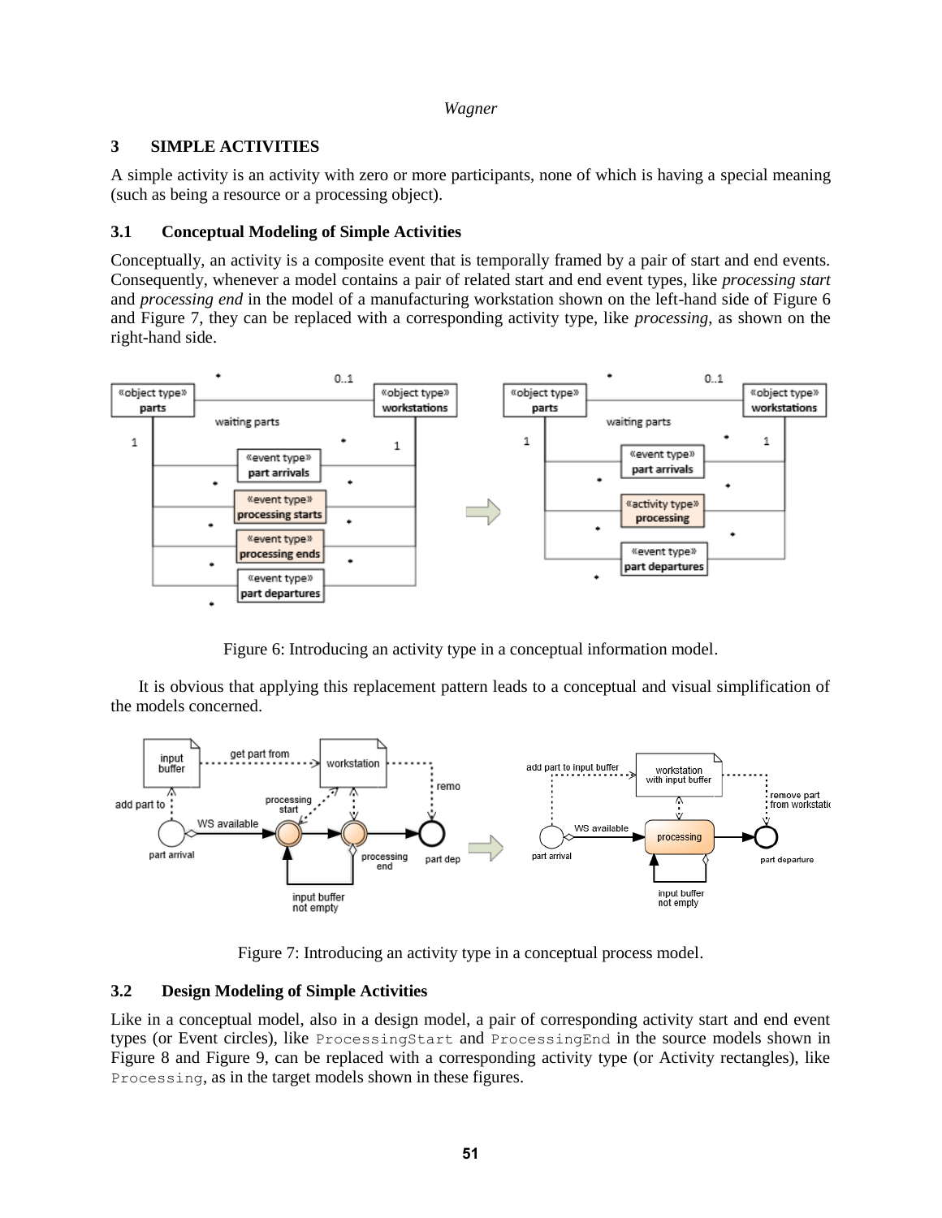## 3 SIMPLE ACTIVITIES

A simple activity is an activity with zero or more participants, none of which is having a special meaning (such as being a resource or a processing object).

### 3.1 Conceptual Modeling of Simple Activities

Conceptually, an activity is a composite event that is temporally framed by a pair of start and end events. Consequently, whenever a model contains a pair of related start and end event types, like *processing start* and *processing end* in the model of a manufacturing workstation shown on the left-hand side of Figure 6 and Figure 7, they can be replaced with a corresponding activity type, like *processing*, as shown on the right-hand side.

Figure 6: Introducing an activity type in a conceptual information model.

It is obvious that applying this replacement pattern leads to a conceptual and visual simplification of the models concerned.

Figure 7: Introducing an activity type in a conceptual process model.

### 3.2 Design Modeling of Simple Activities

Like in a conceptual model, also in a design model, a pair of corresponding activity start and end event types (or Event circles), like `ProcessingStart` and `ProcessingEnd` in the source models shown in Figure 8 and Figure 9, can be replaced with a corresponding activity type (or Activity rectangles), like `Processing`, as in the target models shown in these figures.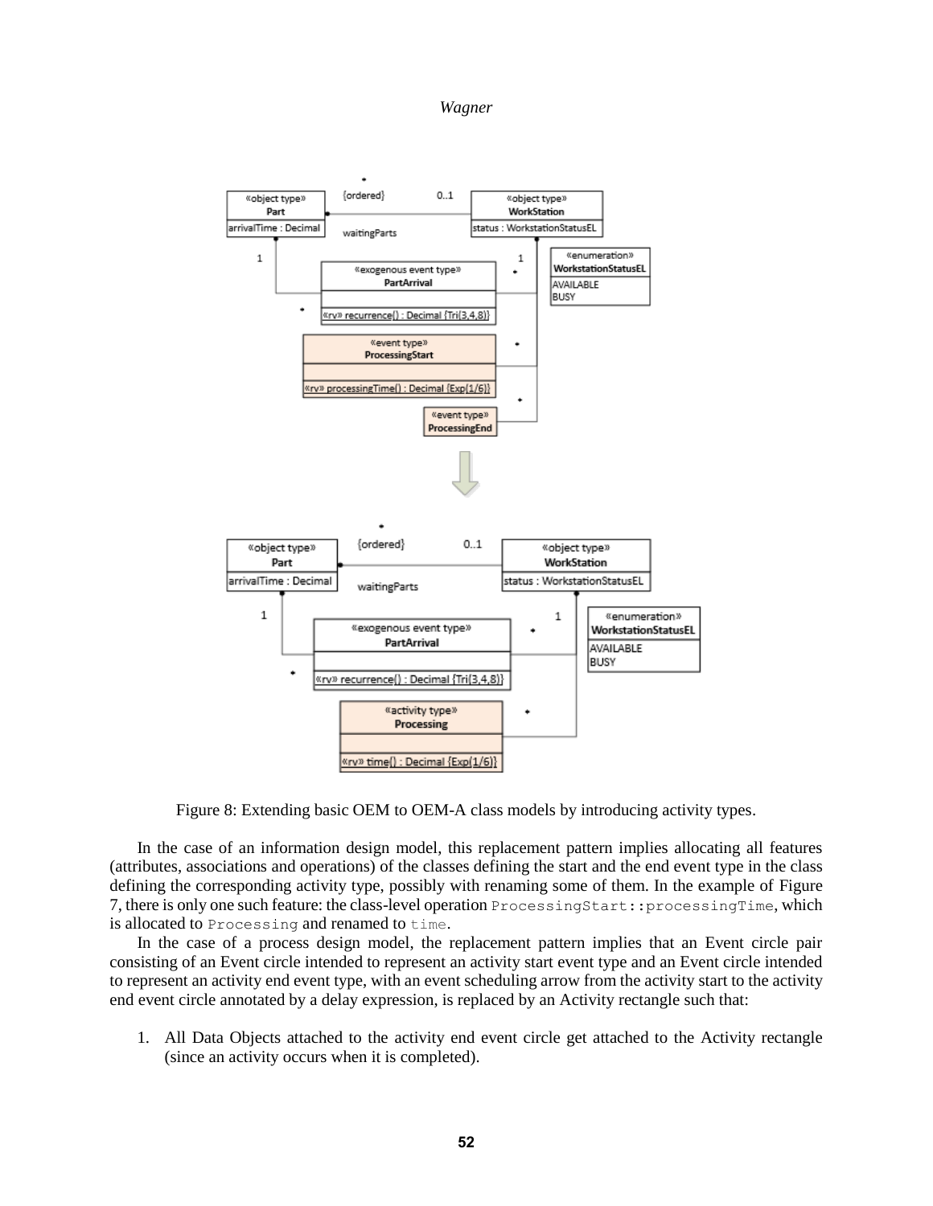Figure 8: Extending basic OEM to OEM-A class models by introducing activity types.

In the case of an information design model, this replacement pattern implies allocating all features (attributes, associations and operations) of the classes defining the start and the end event type in the class defining the corresponding activity type, possibly with renaming some of them. In the example of Figure 7, there is only one such feature: the class-level operation `ProcessingStart::processingTime`, which is allocated to `Processing` and renamed to `time`.

In the case of a process design model, the replacement pattern implies that an Event circle pair consisting of an Event circle intended to represent an activity start event type and an Event circle intended to represent an activity end event type, with an event scheduling arrow from the activity start to the activity end event circle annotated by a delay expression, is replaced by an Activity rectangle such that:

1. All Data Objects attached to the activity end event circle get attached to the Activity rectangle (since an activity occurs when it is completed).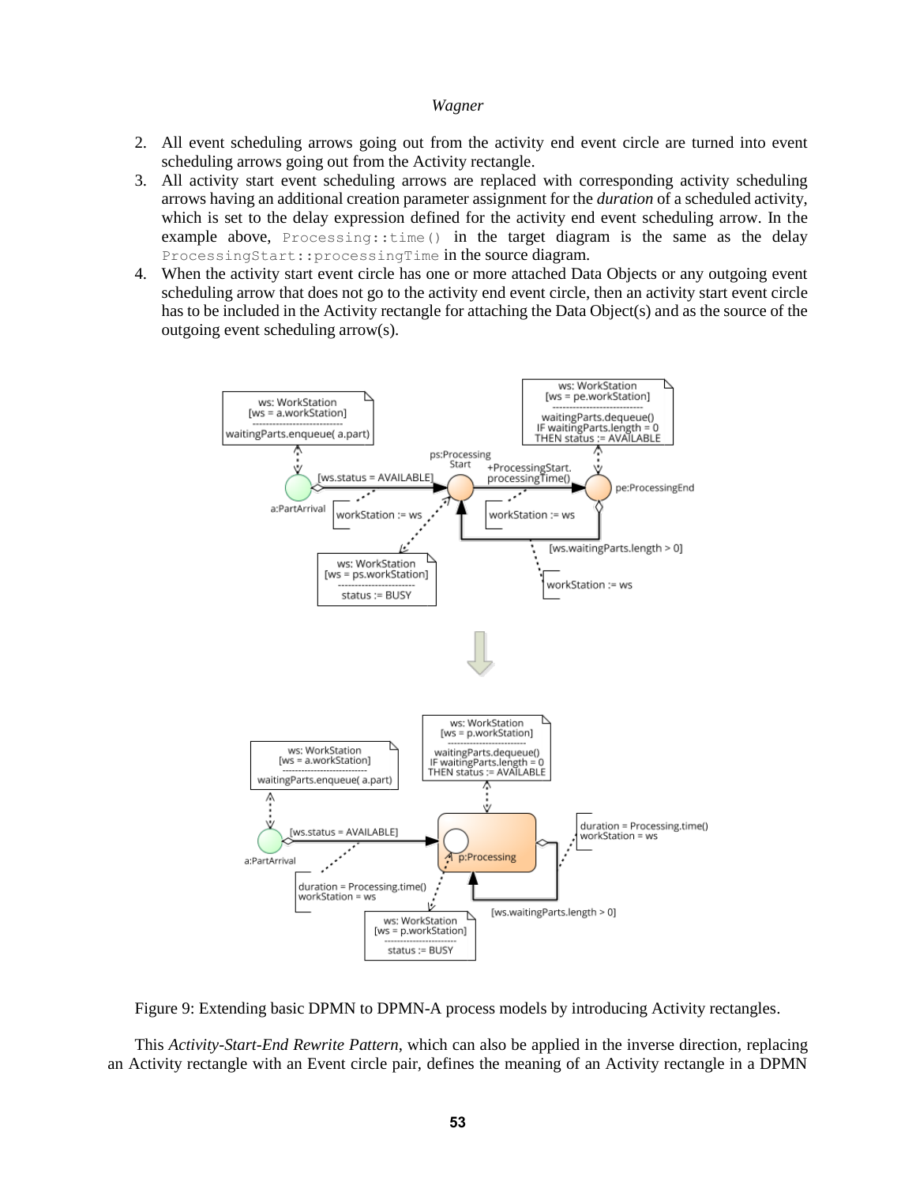2. All event scheduling arrows going out from the activity end event circle are turned into event scheduling arrows going out from the Activity rectangle.
3. All activity start event scheduling arrows are replaced with corresponding activity scheduling arrows having an additional creation parameter assignment for the *duration* of a scheduled activity, which is set to the delay expression defined for the activity end event scheduling arrow. In the example above, `Processing::time()` in the target diagram is the same as the delay `ProcessingStart::processingTime` in the source diagram.
4. When the activity start event circle has one or more attached Data Objects or any outgoing event scheduling arrow that does not go to the activity end event circle, then an activity start event circle has to be included in the Activity rectangle for attaching the Data Object(s) and as the source of the outgoing event scheduling arrow(s).

Figure 9: Extending basic DPMN to DPMN-A process models by introducing Activity rectangles.

This *Activity-Start-End Rewrite Pattern*, which can also be applied in the inverse direction, replacing an Activity rectangle with an Event circle pair, defines the meaning of an Activity rectangle in a DPMN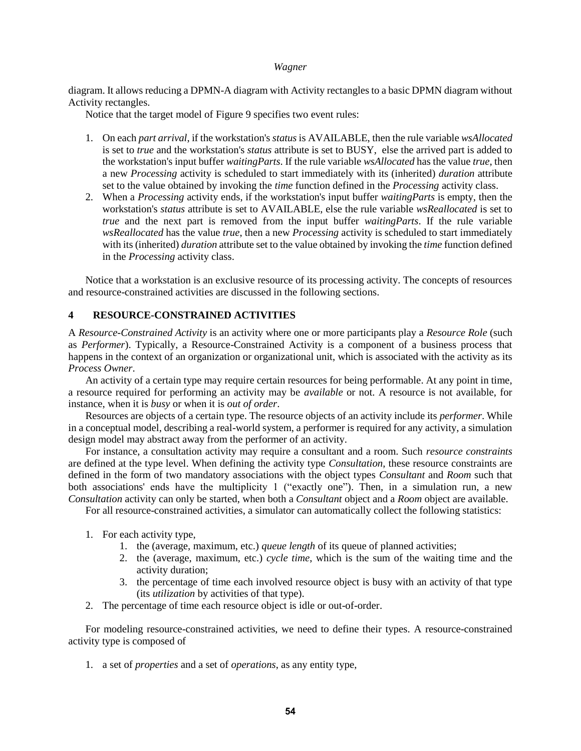diagram. It allows reducing a DPMN-A diagram with Activity rectangles to a basic DPMN diagram without Activity rectangles.

Notice that the target model of Figure 9 specifies two event rules:

1. On each *part arrival*, if the workstation's *status* is AVAILABLE, then the rule variable *wsAllocated* is set to *true* and the workstation's *status* attribute is set to BUSY, else the arrived part is added to the workstation's input buffer *waitingParts*. If the rule variable *wsAllocated* has the value *true*, then a new *Processing* activity is scheduled to start immediately with its (inherited) *duration* attribute set to the value obtained by invoking the *time* function defined in the *Processing* activity class.
2. When a *Processing* activity ends, if the workstation's input buffer *waitingParts* is empty, then the workstation's *status* attribute is set to AVAILABLE, else the rule variable *wsReallocated* is set to *true* and the next part is removed from the input buffer *waitingParts*. If the rule variable *wsReallocated* has the value *true*, then a new *Processing* activity is scheduled to start immediately with its (inherited) *duration* attribute set to the value obtained by invoking the *time* function defined in the *Processing* activity class.

Notice that a workstation is an exclusive resource of its processing activity. The concepts of resources and resource-constrained activities are discussed in the following sections.

## 4 RESOURCE-CONSTRAINED ACTIVITIES

A *Resource-Constrained Activity* is an activity where one or more participants play a *Resource Role* (such as *Performer*). Typically, a Resource-Constrained Activity is a component of a business process that happens in the context of an organization or organizational unit, which is associated with the activity as its *Process Owner*.

An activity of a certain type may require certain resources for being performable. At any point in time, a resource required for performing an activity may be *available* or not. A resource is not available, for instance, when it is *busy* or when it is *out of order*.

Resources are objects of a certain type. The resource objects of an activity include its *performer*. While in a conceptual model, describing a real-world system, a performer is required for any activity, a simulation design model may abstract away from the performer of an activity.

For instance, a consultation activity may require a consultant and a room. Such *resource constraints* are defined at the type level. When defining the activity type *Consultation*, these resource constraints are defined in the form of two mandatory associations with the object types *Consultant* and *Room* such that both associations' ends have the multiplicity 1 ("exactly one"). Then, in a simulation run, a new *Consultation* activity can only be started, when both a *Consultant* object and a *Room* object are available.

For all resource-constrained activities, a simulator can automatically collect the following statistics:

1. For each activity type,
   1. the (average, maximum, etc.) *queue length* of its queue of planned activities;
   2. the (average, maximum, etc.) *cycle time*, which is the sum of the waiting time and the activity duration;
   3. the percentage of time each involved resource object is busy with an activity of that type (its *utilization* by activities of that type).
2. The percentage of time each resource object is idle or out-of-order.

For modeling resource-constrained activities, we need to define their types. A resource-constrained activity type is composed of

1. a set of *properties* and a set of *operations*, as any entity type,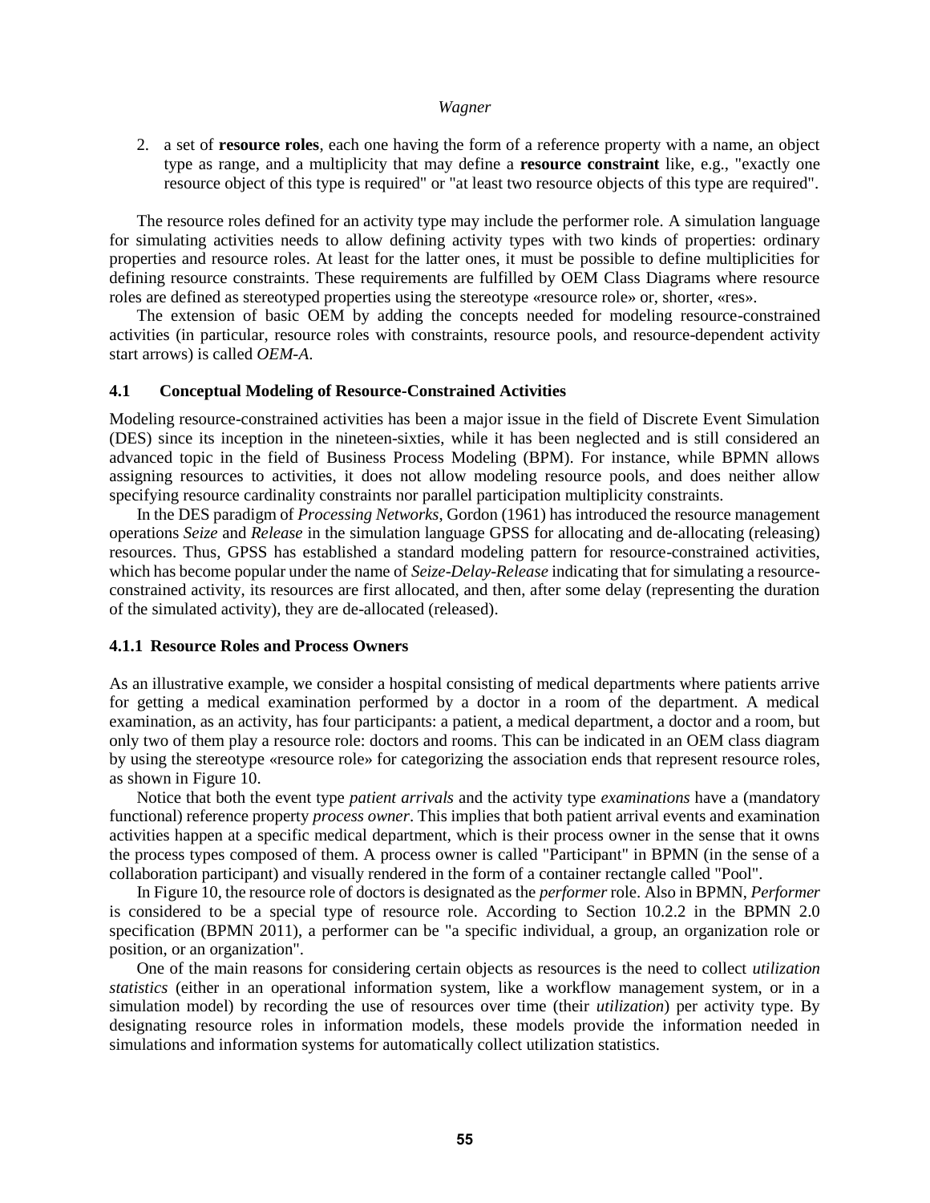2. a set of **resource roles**, each one having the form of a reference property with a name, an object type as range, and a multiplicity that may define a **resource constraint** like, e.g., "exactly one resource object of this type is required" or "at least two resource objects of this type are required".

The resource roles defined for an activity type may include the performer role. A simulation language for simulating activities needs to allow defining activity types with two kinds of properties: ordinary properties and resource roles. At least for the latter ones, it must be possible to define multiplicities for defining resource constraints. These requirements are fulfilled by OEM Class Diagrams where resource roles are defined as stereotyped properties using the stereotype «resource role» or, shorter, «res».

The extension of basic OEM by adding the concepts needed for modeling resource-constrained activities (in particular, resource roles with constraints, resource pools, and resource-dependent activity start arrows) is called *OEM-A*.

### 4.1 Conceptual Modeling of Resource-Constrained Activities

Modeling resource-constrained activities has been a major issue in the field of Discrete Event Simulation (DES) since its inception in the nineteen-sixties, while it has been neglected and is still considered an advanced topic in the field of Business Process Modeling (BPM). For instance, while BPMN allows assigning resources to activities, it does not allow modeling resource pools, and does neither allow specifying resource cardinality constraints nor parallel participation multiplicity constraints.

In the DES paradigm of *Processing Networks*, Gordon (1961) has introduced the resource management operations *Seize* and *Release* in the simulation language GPSS for allocating and de-allocating (releasing) resources. Thus, GPSS has established a standard modeling pattern for resource-constrained activities, which has become popular under the name of *Seize-Delay-Release* indicating that for simulating a resource-constrained activity, its resources are first allocated, and then, after some delay (representing the duration of the simulated activity), they are de-allocated (released).

#### 4.1.1 Resource Roles and Process Owners

As an illustrative example, we consider a hospital consisting of medical departments where patients arrive for getting a medical examination performed by a doctor in a room of the department. A medical examination, as an activity, has four participants: a patient, a medical department, a doctor and a room, but only two of them play a resource role: doctors and rooms. This can be indicated in an OEM class diagram by using the stereotype «resource role» for categorizing the association ends that represent resource roles, as shown in Figure 10.

Notice that both the event type *patient arrivals* and the activity type *examinations* have a (mandatory functional) reference property *process owner*. This implies that both patient arrival events and examination activities happen at a specific medical department, which is their process owner in the sense that it owns the process types composed of them. A process owner is called "Participant" in BPMN (in the sense of a collaboration participant) and visually rendered in the form of a container rectangle called "Pool".

In Figure 10, the resource role of doctors is designated as the *performer* role. Also in BPMN, *Performer* is considered to be a special type of resource role. According to Section 10.2.2 in the BPMN 2.0 specification (BPMN 2011), a performer can be "a specific individual, a group, an organization role or position, or an organization".

One of the main reasons for considering certain objects as resources is the need to collect *utilization statistics* (either in an operational information system, like a workflow management system, or in a simulation model) by recording the use of resources over time (their *utilization*) per activity type. By designating resource roles in information models, these models provide the information needed in simulations and information systems for automatically collect utilization statistics.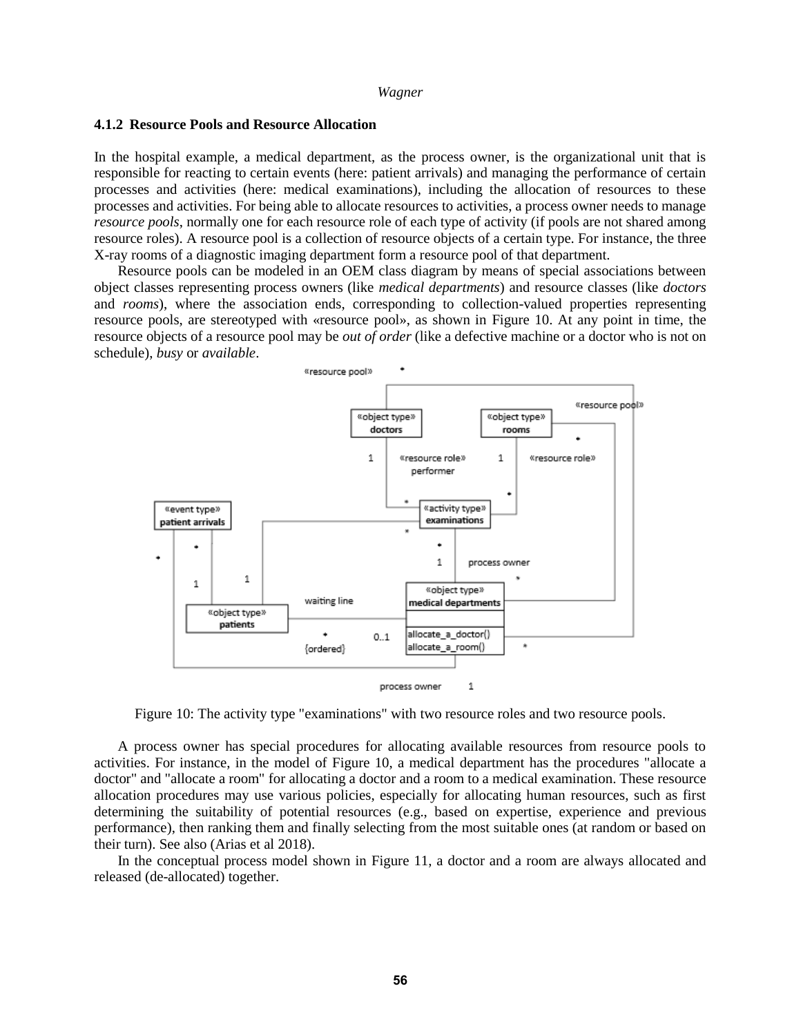### 4.1.2 Resource Pools and Resource Allocation

In the hospital example, a medical department, as the process owner, is the organizational unit that is responsible for reacting to certain events (here: patient arrivals) and managing the performance of certain processes and activities (here: medical examinations), including the allocation of resources to these processes and activities. For being able to allocate resources to activities, a process owner needs to manage *resource pools*, normally one for each resource role of each type of activity (if pools are not shared among resource roles). A resource pool is a collection of resource objects of a certain type. For instance, the three X-ray rooms of a diagnostic imaging department form a resource pool of that department.

Resource pools can be modeled in an OEM class diagram by means of special associations between object classes representing process owners (like *medical departments*) and resource classes (like *doctors* and *rooms*), where the association ends, corresponding to collection-valued properties representing resource pools, are stereotyped with «resource pool», as shown in Figure 10. At any point in time, the resource objects of a resource pool may be *out of order* (like a defective machine or a doctor who is not on schedule), *busy* or *available*.

Figure 10: The activity type "examinations" with two resource roles and two resource pools.

A process owner has special procedures for allocating available resources from resource pools to activities. For instance, in the model of Figure 10, a medical department has the procedures "allocate a doctor" and "allocate a room" for allocating a doctor and a room to a medical examination. These resource allocation procedures may use various policies, especially for allocating human resources, such as first determining the suitability of potential resources (e.g., based on expertise, experience and previous performance), then ranking them and finally selecting from the most suitable ones (at random or based on their turn). See also (Arias et al 2018).

In the conceptual process model shown in Figure 11, a doctor and a room are always allocated and released (de-allocated) together.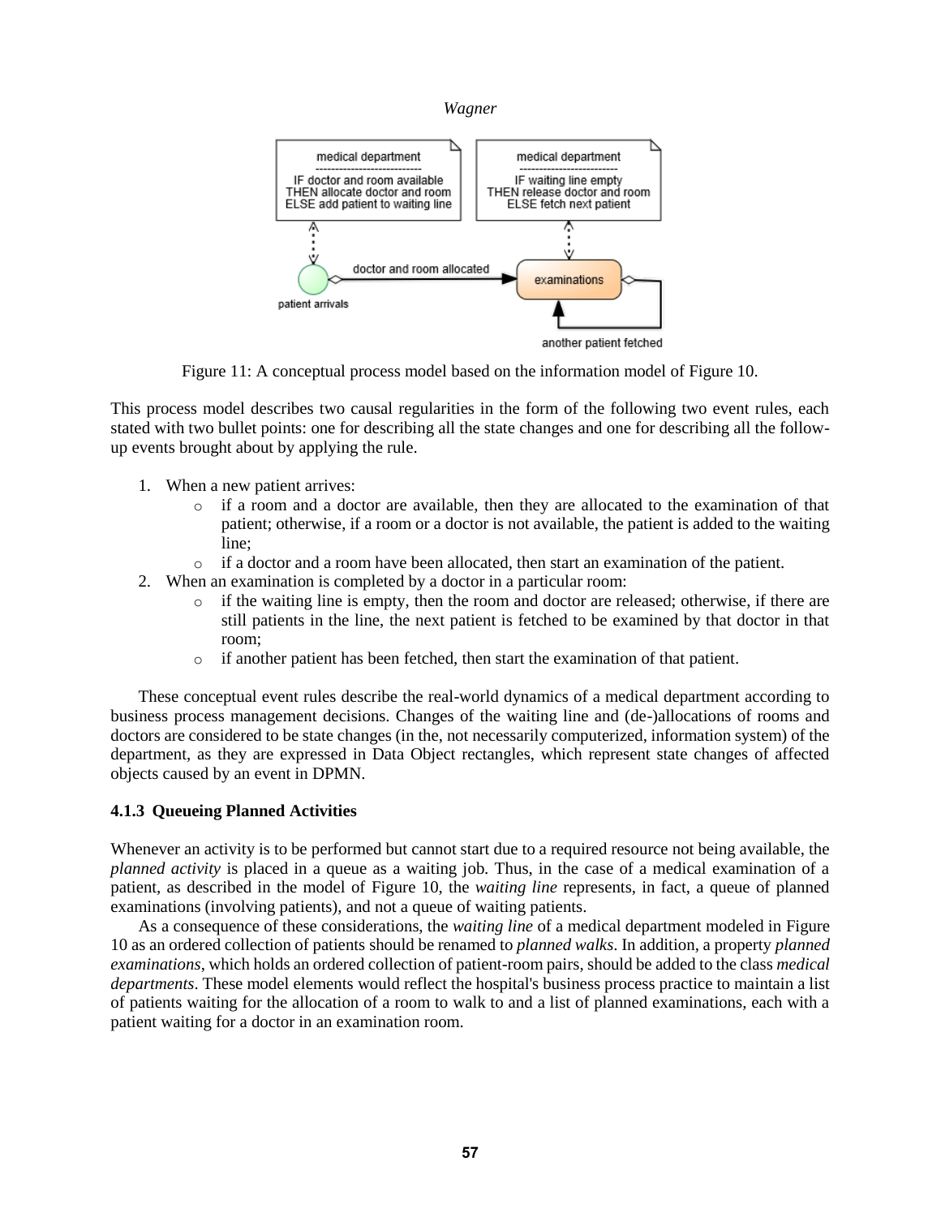Figure 11: A conceptual process model based on the information model of Figure 10.

This process model describes two causal regularities in the form of the following two event rules, each stated with two bullet points: one for describing all the state changes and one for describing all the follow-up events brought about by applying the rule.

1. When a new patient arrives:
   - if a room and a doctor are available, then they are allocated to the examination of that patient; otherwise, if a room or a doctor is not available, the patient is added to the waiting line;
   - if a doctor and a room have been allocated, then start an examination of the patient.
2. When an examination is completed by a doctor in a particular room:
   - if the waiting line is empty, then the room and doctor are released; otherwise, if there are still patients in the line, the next patient is fetched to be examined by that doctor in that room;
   - if another patient has been fetched, then start the examination of that patient.

These conceptual event rules describe the real-world dynamics of a medical department according to business process management decisions. Changes of the waiting line and (de-)allocations of rooms and doctors are considered to be state changes (in the, not necessarily computerized, information system) of the department, as they are expressed in Data Object rectangles, which represent state changes of affected objects caused by an event in DPMN.

### 4.1.3 Queueing Planned Activities

Whenever an activity is to be performed but cannot start due to a required resource not being available, the *planned activity* is placed in a queue as a waiting job. Thus, in the case of a medical examination of a patient, as described in the model of Figure 10, the *waiting line* represents, in fact, a queue of planned examinations (involving patients), and not a queue of waiting patients.

As a consequence of these considerations, the *waiting line* of a medical department modeled in Figure 10 as an ordered collection of patients should be renamed to *planned walks*. In addition, a property *planned examinations*, which holds an ordered collection of patient-room pairs, should be added to the class *medical departments*. These model elements would reflect the hospital's business process practice to maintain a list of patients waiting for the allocation of a room to walk to and a list of planned examinations, each with a patient waiting for a doctor in an examination room.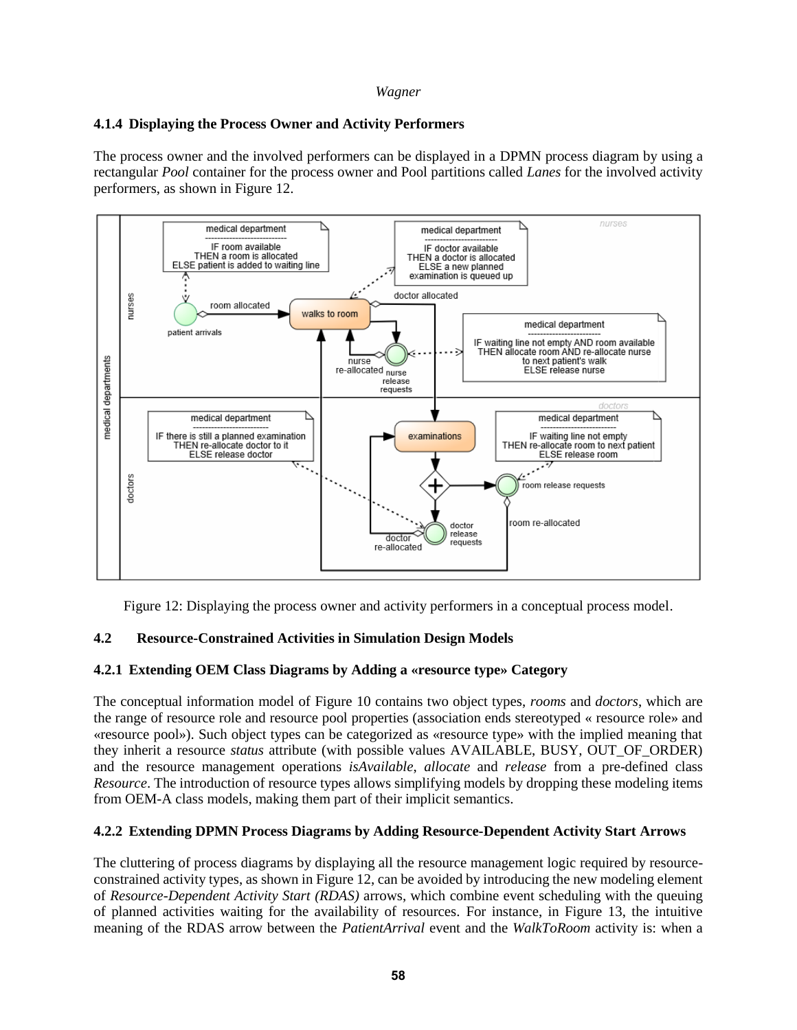### 4.1.4 Displaying the Process Owner and Activity Performers

The process owner and the involved performers can be displayed in a DPMN process diagram by using a rectangular *Pool* container for the process owner and Pool partitions called *Lanes* for the involved activity performers, as shown in Figure 12.

Figure 12: Displaying the process owner and activity performers in a conceptual process model.

## 4.2 Resource-Constrained Activities in Simulation Design Models

### 4.2.1 Extending OEM Class Diagrams by Adding a «resource type» Category

The conceptual information model of Figure 10 contains two object types, *rooms* and *doctors*, which are the range of resource role and resource pool properties (association ends stereotyped « resource role» and «resource pool»). Such object types can be categorized as «resource type» with the implied meaning that they inherit a resource *status* attribute (with possible values AVAILABLE, BUSY, OUT_OF_ORDER) and the resource management operations *isAvailable*, *allocate* and *release* from a pre-defined class *Resource*. The introduction of resource types allows simplifying models by dropping these modeling items from OEM-A class models, making them part of their implicit semantics.

### 4.2.2 Extending DPMN Process Diagrams by Adding Resource-Dependent Activity Start Arrows

The cluttering of process diagrams by displaying all the resource management logic required by resource-constrained activity types, as shown in Figure 12, can be avoided by introducing the new modeling element of *Resource-Dependent Activity Start (RDAS)* arrows, which combine event scheduling with the queuing of planned activities waiting for the availability of resources. For instance, in Figure 13, the intuitive meaning of the RDAS arrow between the *PatientArrival* event and the *WalkToRoom* activity is: when a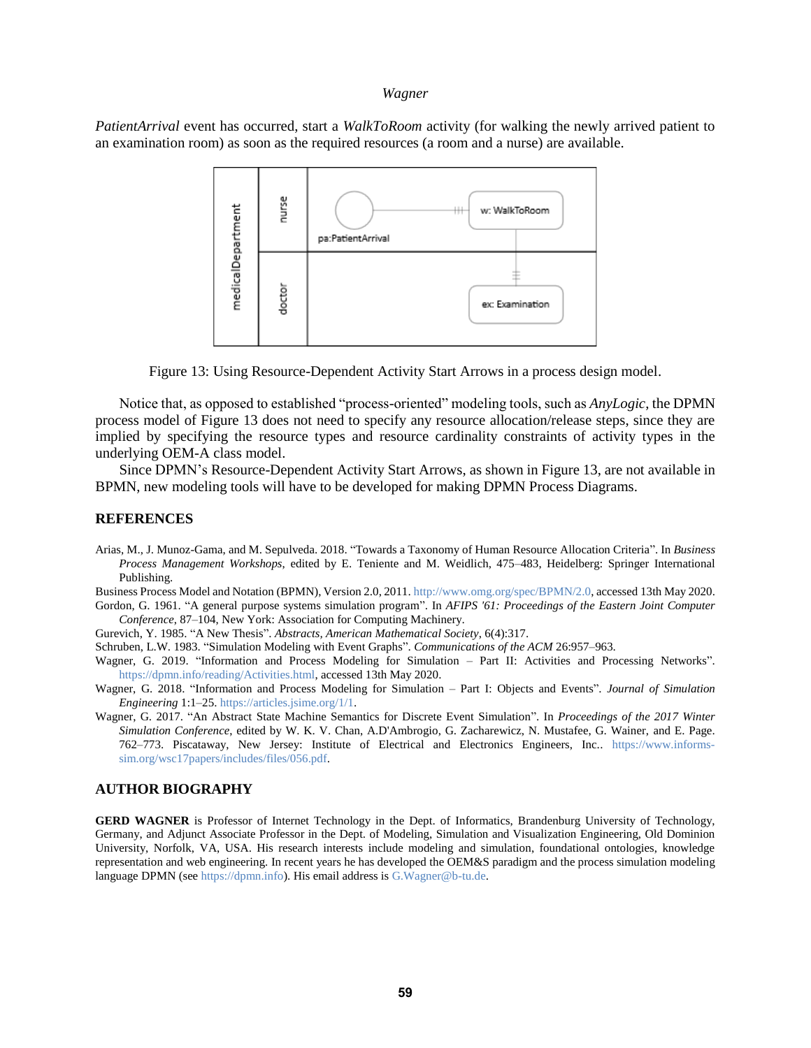*PatientArrival* event has occurred, start a *WalkToRoom* activity (for walking the newly arrived patient to an examination room) as soon as the required resources (a room and a nurse) are available.

medicalDepartment
nurse
doctor
pa:PatientArrival
w: WalkToRoom
ex: Examination

Figure 13: Using Resource-Dependent Activity Start Arrows in a process design model.

Notice that, as opposed to established "process-oriented" modeling tools, such as *AnyLogic*, the DPMN process model of Figure 13 does not need to specify any resource allocation/release steps, since they are implied by specifying the resource types and resource cardinality constraints of activity types in the underlying OEM-A class model.

Since DPMN's Resource-Dependent Activity Start Arrows, as shown in Figure 13, are not available in BPMN, new modeling tools will have to be developed for making DPMN Process Diagrams.

## REFERENCES

Arias, M., J. Munoz-Gama, and M. Sepulveda. 2018. "Towards a Taxonomy of Human Resource Allocation Criteria". In *Business Process Management Workshops*, edited by E. Teniente and M. Weidlich, 475–483, Heidelberg: Springer International Publishing.

Business Process Model and Notation (BPMN), Version 2.0, 2011. http://www.omg.org/spec/BPMN/2.0, accessed 13th May 2020.

Gordon, G. 1961. "A general purpose systems simulation program". In *AFIPS '61: Proceedings of the Eastern Joint Computer Conference*, 87–104, New York: Association for Computing Machinery.

Gurevich, Y. 1985. "A New Thesis". *Abstracts, American Mathematical Society*, 6(4):317.

Schruben, L.W. 1983. "Simulation Modeling with Event Graphs". *Communications of the ACM* 26:957–963.

Wagner, G. 2019. "Information and Process Modeling for Simulation – Part II: Activities and Processing Networks". https://dpmn.info/reading/Activities.html, accessed 13th May 2020.

Wagner, G. 2018. "Information and Process Modeling for Simulation – Part I: Objects and Events". *Journal of Simulation Engineering* 1:1–25. https://articles.jsime.org/1/1.

Wagner, G. 2017. "An Abstract State Machine Semantics for Discrete Event Simulation". In *Proceedings of the 2017 Winter Simulation Conference*, edited by W. K. V. Chan, A.D'Ambrogio, G. Zacharewicz, N. Mustafee, G. Wainer, and E. Page. 762–773. Piscataway, New Jersey: Institute of Electrical and Electronics Engineers, Inc.. https://www.informs-sim.org/wsc17papers/includes/files/056.pdf.

## AUTHOR BIOGRAPHY

**GERD WAGNER** is Professor of Internet Technology in the Dept. of Informatics, Brandenburg University of Technology, Germany, and Adjunct Associate Professor in the Dept. of Modeling, Simulation and Visualization Engineering, Old Dominion University, Norfolk, VA, USA. His research interests include modeling and simulation, foundational ontologies, knowledge representation and web engineering. In recent years he has developed the OEM&S paradigm and the process simulation modeling language DPMN (see https://dpmn.info). His email address is G.Wagner@b-tu.de.